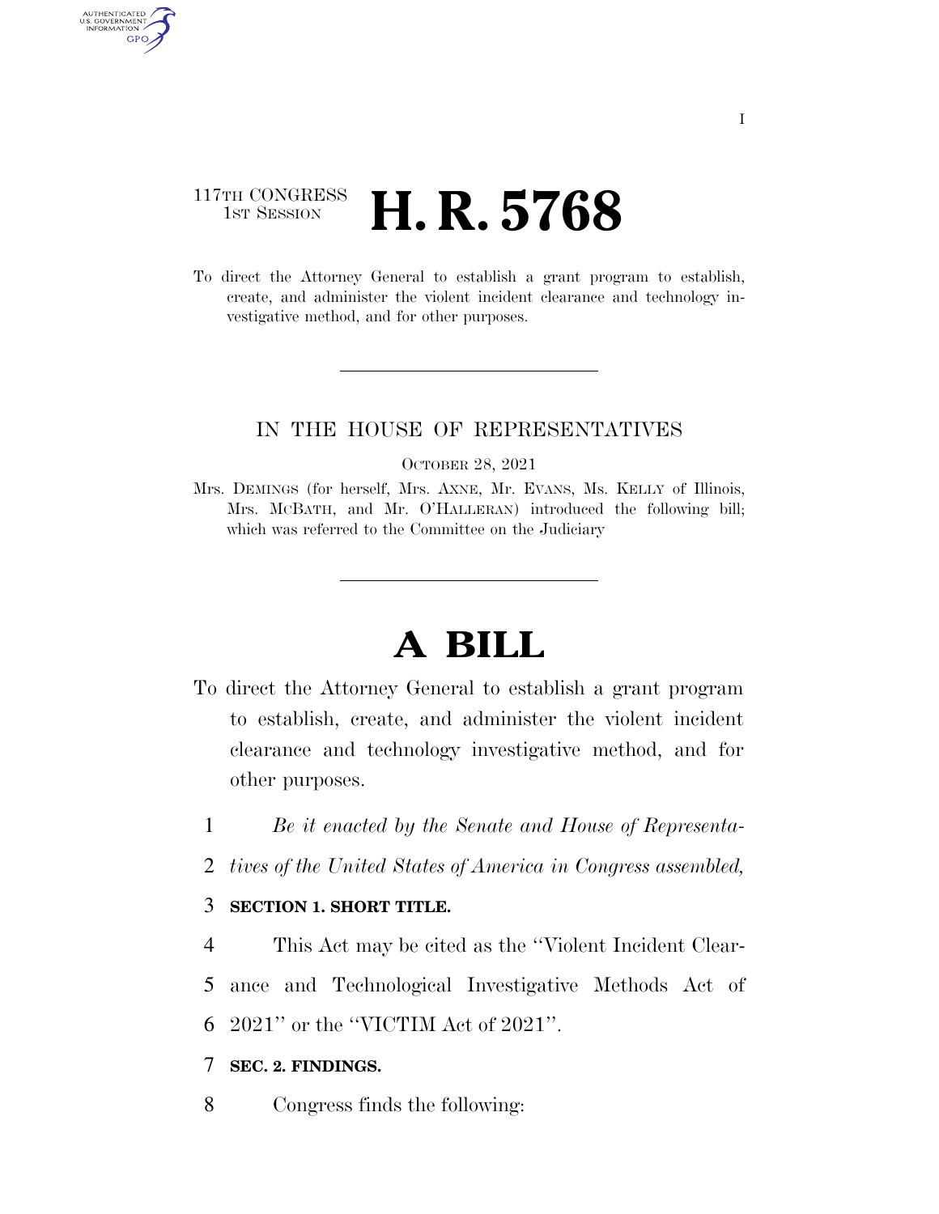117TH CONGRESS
1ST SESSION

# H. R. 5768

To direct the Attorney General to establish a grant program to establish, create, and administer the violent incident clearance and technology investigative method, and for other purposes.

IN THE HOUSE OF REPRESENTATIVES

OCTOBER 28, 2021

Mrs. DEMINGS (for herself, Mrs. AXNE, Mr. EVANS, Ms. KELLY of Illinois, Mrs. MCBATH, and Mr. O'HALLERAN) introduced the following bill; which was referred to the Committee on the Judiciary

# A BILL

To direct the Attorney General to establish a grant program to establish, create, and administer the violent incident clearance and technology investigative method, and for other purposes.

1 *Be it enacted by the Senate and House of Representa-*
2 *tives of the United States of America in Congress assembled,*

3 **SECTION 1. SHORT TITLE.**

4 This Act may be cited as the "Violent Incident Clear-
5 ance and Technological Investigative Methods Act of
6 2021" or the "VICTIM Act of 2021".

7 **SEC. 2. FINDINGS.**

8 Congress finds the following: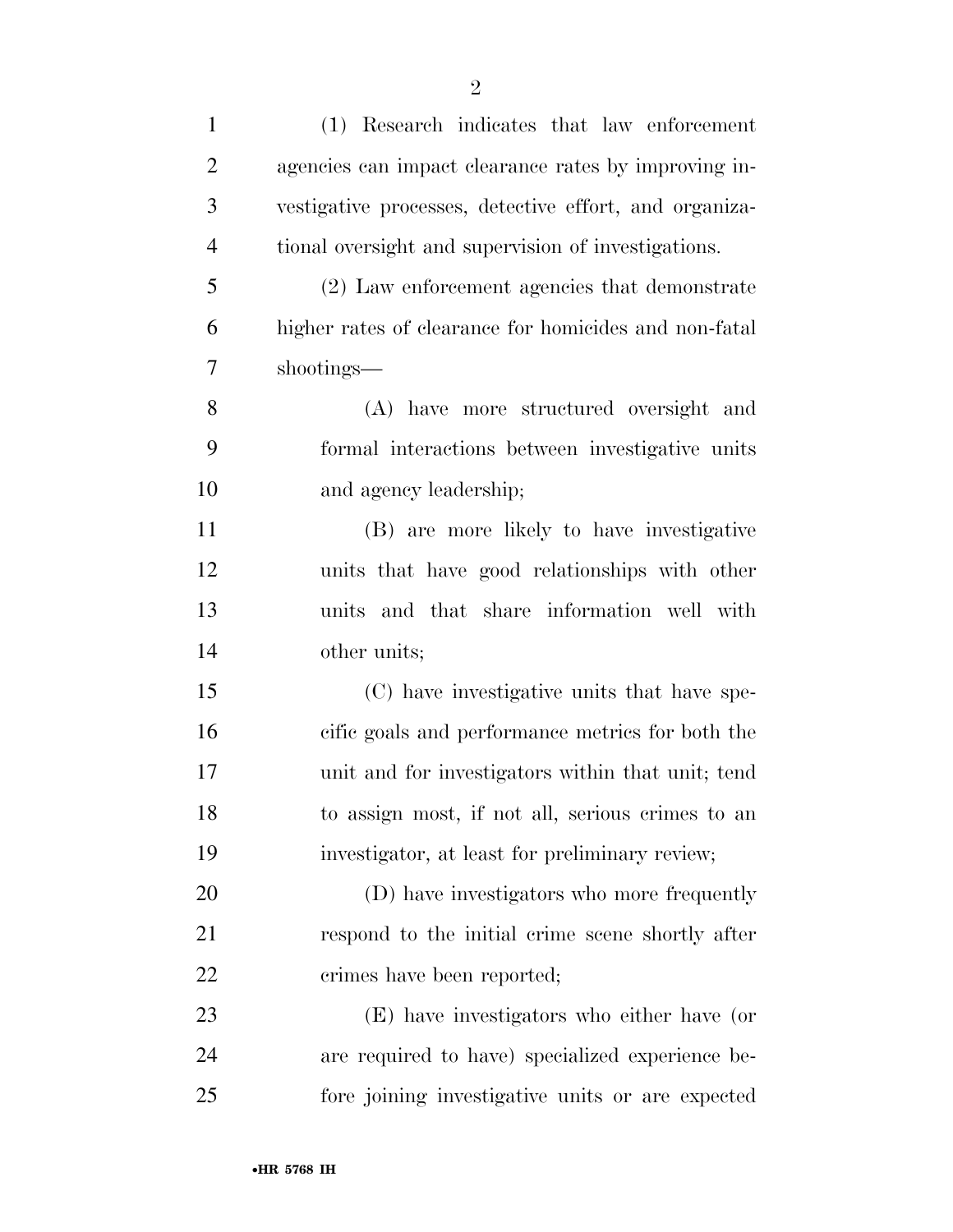(1) Research indicates that law enforcement agencies can impact clearance rates by improving investigative processes, detective effort, and organizational oversight and supervision of investigations.

(2) Law enforcement agencies that demonstrate higher rates of clearance for homicides and non-fatal shootings—

(A) have more structured oversight and formal interactions between investigative units and agency leadership;

(B) are more likely to have investigative units that have good relationships with other units and that share information well with other units;

(C) have investigative units that have specific goals and performance metrics for both the unit and for investigators within that unit; tend to assign most, if not all, serious crimes to an investigator, at least for preliminary review;

(D) have investigators who more frequently respond to the initial crime scene shortly after crimes have been reported;

(E) have investigators who either have (or are required to have) specialized experience before joining investigative units or are expected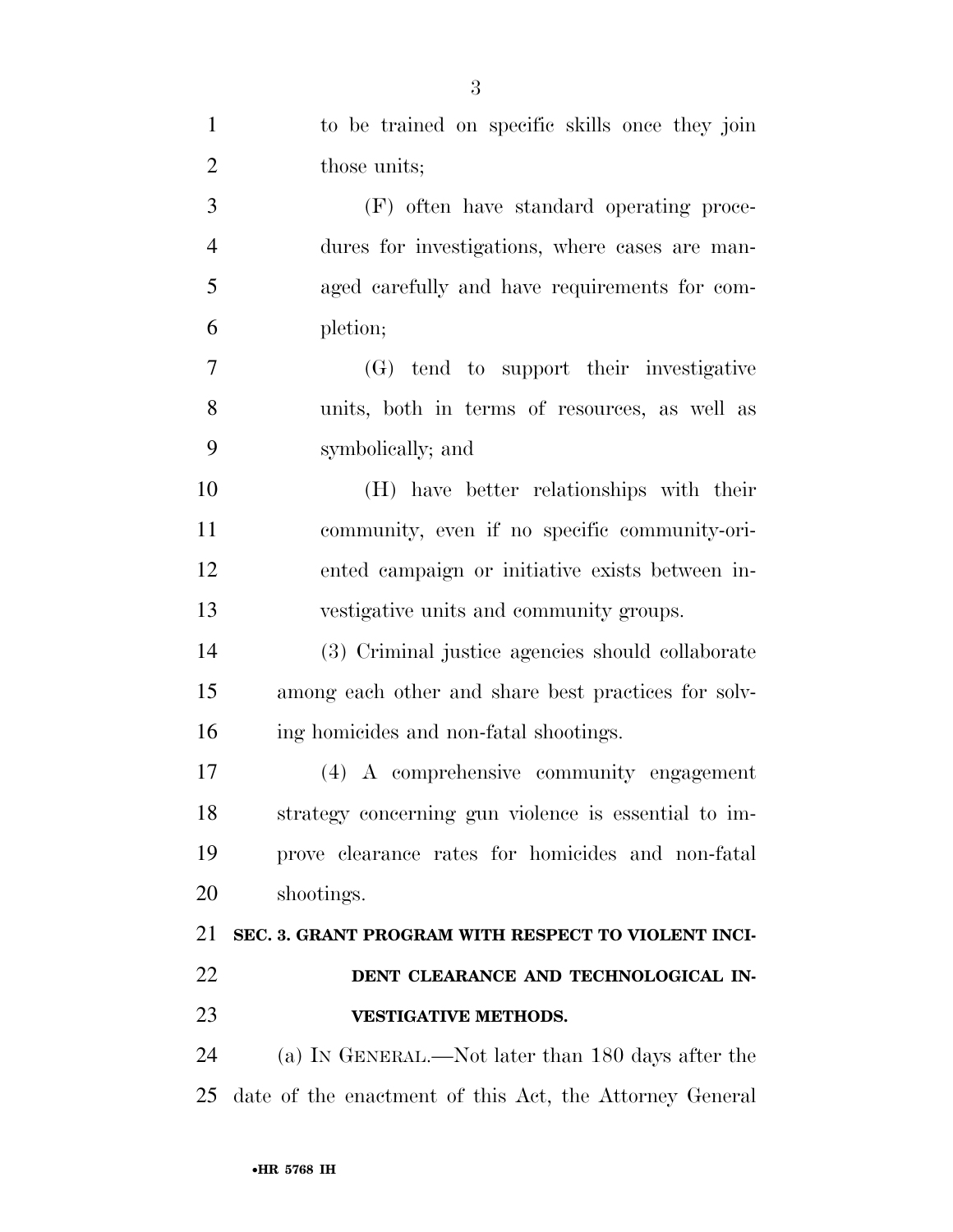to be trained on specific skills once they join those units;

(F) often have standard operating procedures for investigations, where cases are managed carefully and have requirements for completion;

(G) tend to support their investigative units, both in terms of resources, as well as symbolically; and

(H) have better relationships with their community, even if no specific community-oriented campaign or initiative exists between investigative units and community groups.

(3) Criminal justice agencies should collaborate among each other and share best practices for solving homicides and non-fatal shootings.

(4) A comprehensive community engagement strategy concerning gun violence is essential to improve clearance rates for homicides and non-fatal shootings.

**SEC. 3. GRANT PROGRAM WITH RESPECT TO VIOLENT INCIDENT CLEARANCE AND TECHNOLOGICAL INVESTIGATIVE METHODS.**

(a) IN GENERAL.—Not later than 180 days after the date of the enactment of this Act, the Attorney General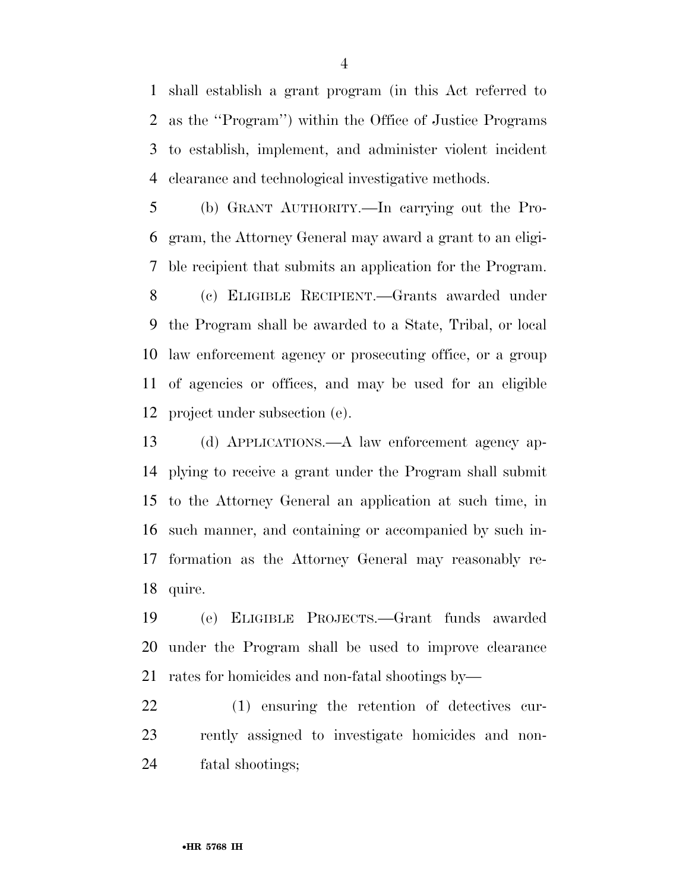shall establish a grant program (in this Act referred to as the ''Program'') within the Office of Justice Programs to establish, implement, and administer violent incident clearance and technological investigative methods.

(b) GRANT AUTHORITY.—In carrying out the Program, the Attorney General may award a grant to an eligible recipient that submits an application for the Program.

(c) ELIGIBLE RECIPIENT.—Grants awarded under the Program shall be awarded to a State, Tribal, or local law enforcement agency or prosecuting office, or a group of agencies or offices, and may be used for an eligible project under subsection (e).

(d) APPLICATIONS.—A law enforcement agency applying to receive a grant under the Program shall submit to the Attorney General an application at such time, in such manner, and containing or accompanied by such information as the Attorney General may reasonably require.

(e) ELIGIBLE PROJECTS.—Grant funds awarded under the Program shall be used to improve clearance rates for homicides and non-fatal shootings by—

(1) ensuring the retention of detectives currently assigned to investigate homicides and non-fatal shootings;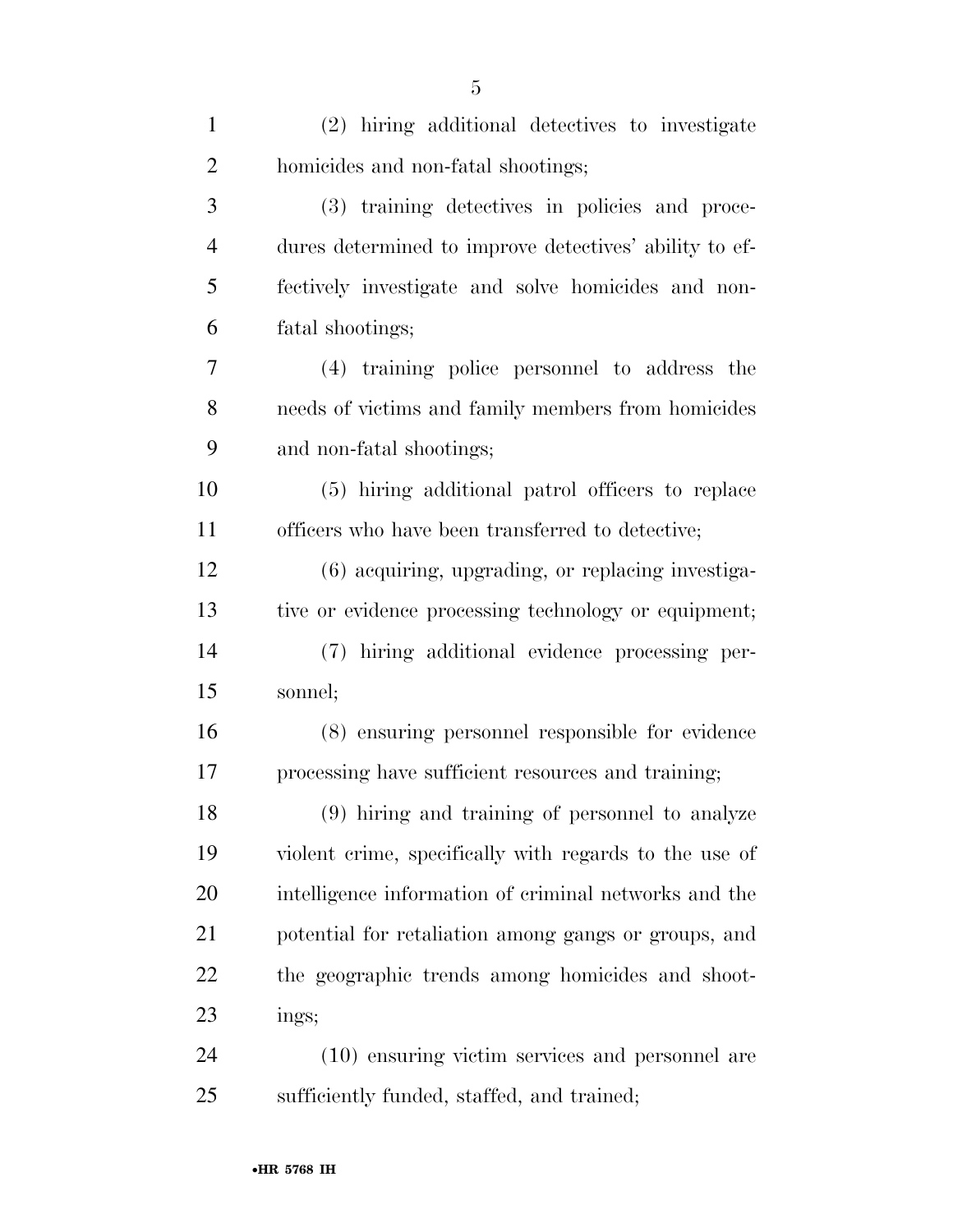(2) hiring additional detectives to investigate homicides and non-fatal shootings;

(3) training detectives in policies and procedures determined to improve detectives' ability to effectively investigate and solve homicides and non-fatal shootings;

(4) training police personnel to address the needs of victims and family members from homicides and non-fatal shootings;

(5) hiring additional patrol officers to replace officers who have been transferred to detective;

(6) acquiring, upgrading, or replacing investigative or evidence processing technology or equipment;

(7) hiring additional evidence processing personnel;

(8) ensuring personnel responsible for evidence processing have sufficient resources and training;

(9) hiring and training of personnel to analyze violent crime, specifically with regards to the use of intelligence information of criminal networks and the potential for retaliation among gangs or groups, and the geographic trends among homicides and shootings;

(10) ensuring victim services and personnel are sufficiently funded, staffed, and trained;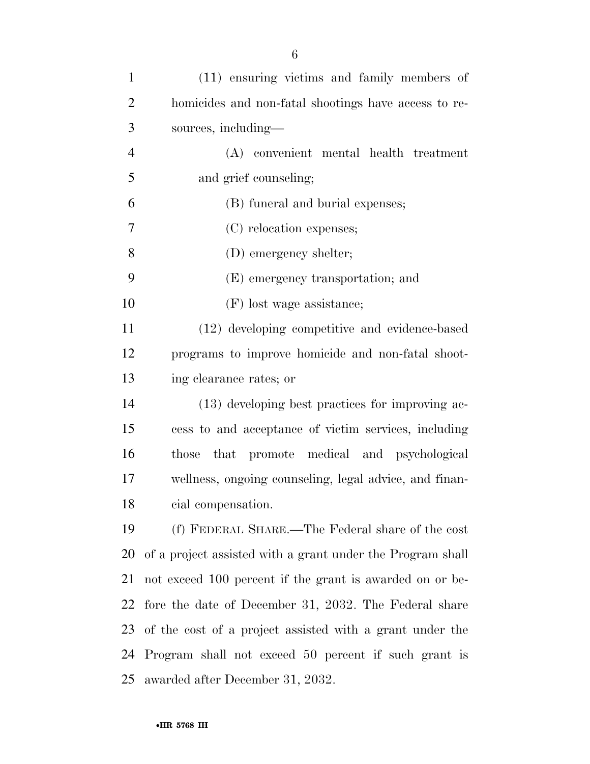(11) ensuring victims and family members of homicides and non-fatal shootings have access to resources, including—

(A) convenient mental health treatment and grief counseling;

(B) funeral and burial expenses;

(C) relocation expenses;

(D) emergency shelter;

(E) emergency transportation; and

(F) lost wage assistance;

(12) developing competitive and evidence-based programs to improve homicide and non-fatal shooting clearance rates; or

(13) developing best practices for improving access to and acceptance of victim services, including those that promote medical and psychological wellness, ongoing counseling, legal advice, and financial compensation.

(f) FEDERAL SHARE.—The Federal share of the cost of a project assisted with a grant under the Program shall not exceed 100 percent if the grant is awarded on or before the date of December 31, 2032. The Federal share of the cost of a project assisted with a grant under the Program shall not exceed 50 percent if such grant is awarded after December 31, 2032.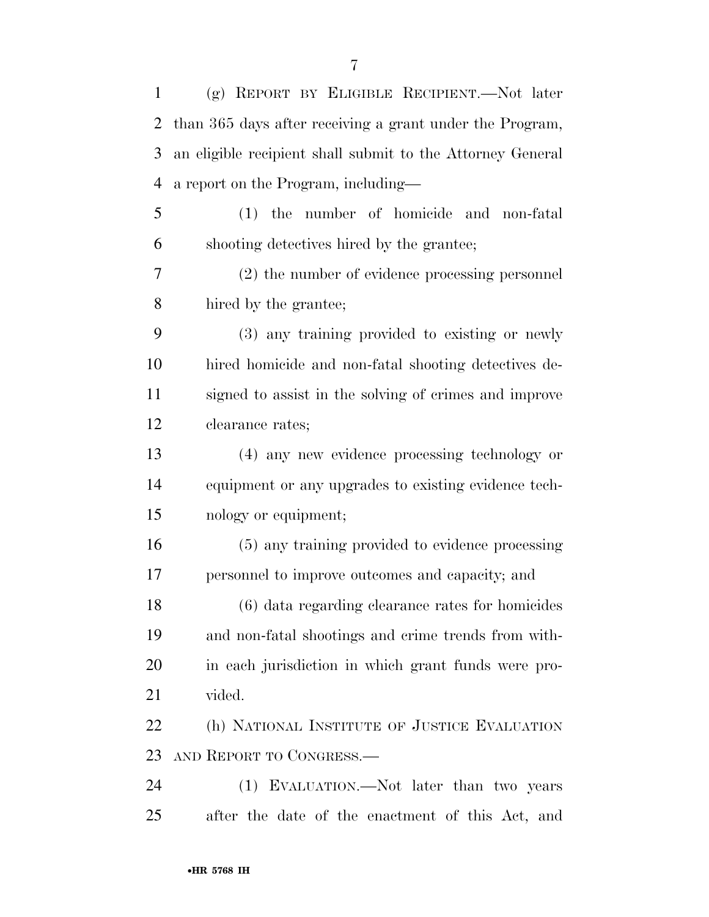(g) REPORT BY ELIGIBLE RECIPIENT.—Not later than 365 days after receiving a grant under the Program, an eligible recipient shall submit to the Attorney General a report on the Program, including—

(1) the number of homicide and non-fatal shooting detectives hired by the grantee;

(2) the number of evidence processing personnel hired by the grantee;

(3) any training provided to existing or newly hired homicide and non-fatal shooting detectives designed to assist in the solving of crimes and improve clearance rates;

(4) any new evidence processing technology or equipment or any upgrades to existing evidence technology or equipment;

(5) any training provided to evidence processing personnel to improve outcomes and capacity; and

(6) data regarding clearance rates for homicides and non-fatal shootings and crime trends from within each jurisdiction in which grant funds were provided.

(h) NATIONAL INSTITUTE OF JUSTICE EVALUATION AND REPORT TO CONGRESS.—

(1) EVALUATION.—Not later than two years after the date of the enactment of this Act, and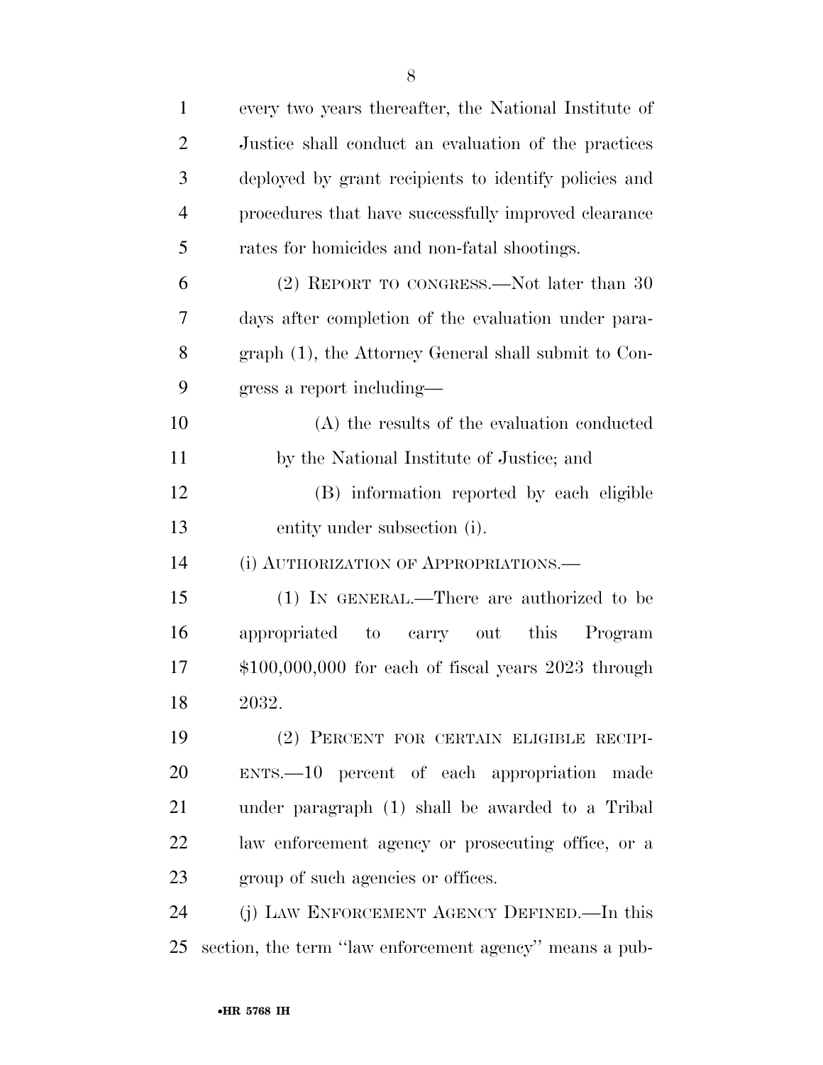every two years thereafter, the National Institute of Justice shall conduct an evaluation of the practices deployed by grant recipients to identify policies and procedures that have successfully improved clearance rates for homicides and non-fatal shootings.

(2) REPORT TO CONGRESS.—Not later than 30 days after completion of the evaluation under paragraph (1), the Attorney General shall submit to Congress a report including—

(A) the results of the evaluation conducted by the National Institute of Justice; and

(B) information reported by each eligible entity under subsection (i).

(i) AUTHORIZATION OF APPROPRIATIONS.—

(1) IN GENERAL.—There are authorized to be appropriated to carry out this Program $100,000,000 for each of fiscal years 2023 through 2032.

(2) PERCENT FOR CERTAIN ELIGIBLE RECIPIENTS.—10 percent of each appropriation made under paragraph (1) shall be awarded to a Tribal law enforcement agency or prosecuting office, or a group of such agencies or offices.

(j) LAW ENFORCEMENT AGENCY DEFINED.—In this section, the term ''law enforcement agency'' means a pub-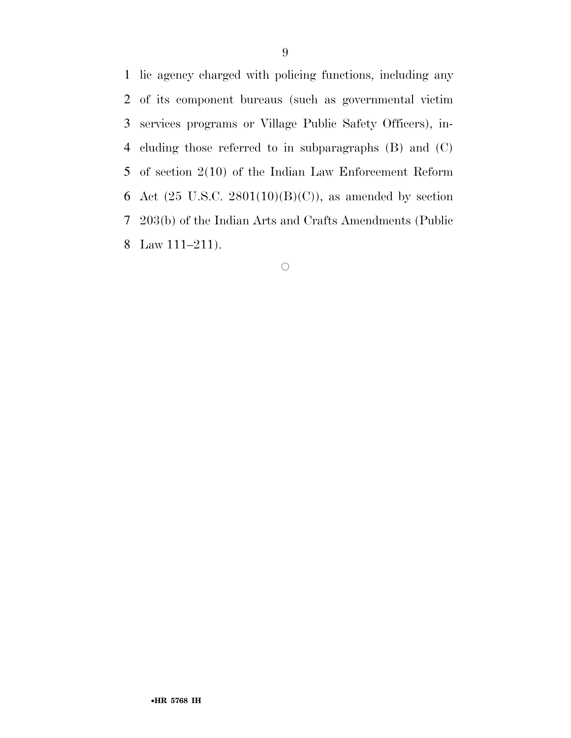lic agency charged with policing functions, including any of its component bureaus (such as governmental victim services programs or Village Public Safety Officers), including those referred to in subparagraphs (B) and (C) of section 2(10) of the Indian Law Enforcement Reform Act (25 U.S.C. 2801(10)(B)(C)), as amended by section 203(b) of the Indian Arts and Crafts Amendments (Public Law 111–211).

○